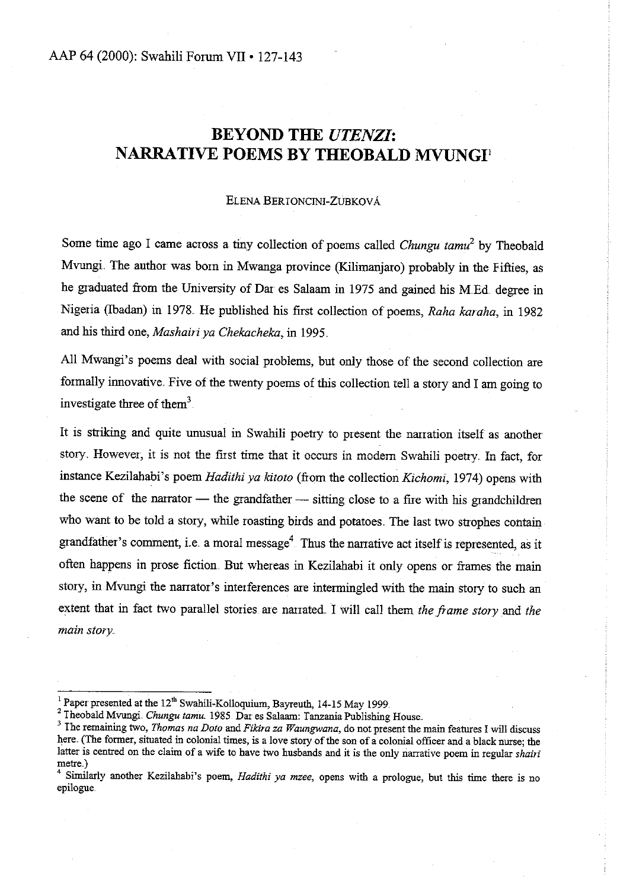# BEYOND THE *UTENZI*: NARRATIVE POEMS BY THEOBALD MVUNGI[1]

ELENA BERTONCINI-ZÚBKOVÁ

Some time ago I came across a tiny collection of poems called *Chungu tamu*[2] by Theobald Mvungi. The author was born in Mwanga province (Kilimanjaro) probably in the Fifties, as he graduated from the University of Dar es Salaam in 1975 and gained his M.Ed. degree in Nigeria (Ibadan) in 1978. He published his first collection of poems, *Raha karaha*, in 1982 and his third one, *Mashairi ya Chekacheka*, in 1995.

All Mwangi's poems deal with social problems, but only those of the second collection are formally innovative. Five of the twenty poems of this collection tell a story and I am going to investigate three of them[3].

It is striking and quite unusual in Swahili poetry to present the narration itself as another story. However, it is not the first time that it occurs in modern Swahili poetry. In fact, for instance Kezilahabi's poem *Hadithi ya kitoto* (from the collection *Kichomi*, 1974) opens with the scene of the narrator — the grandfather — sitting close to a fire with his grandchildren who want to be told a story, while roasting birds and potatoes. The last two strophes contain grandfather's comment, i.e. a moral message[4]. Thus the narrative act itself is represented, as it often happens in prose fiction. But whereas in Kezilahabi it only opens or frames the main story, in Mvungi the narrator's interferences are intermingled with the main story to such an extent that in fact two parallel stories are narrated. I will call them *the frame story* and *the main story*.

---

[1] Paper presented at the 12th Swahili-Kolloquium, Bayreuth, 14-15 May 1999.

[2] Theobald Mvungi. *Chungu tamu*. 1985. Dar es Salaam: Tanzania Publishing House.

[3] The remaining two, *Thomas na Doto* and *Fikira za Waungwana*, do not present the main features I will discuss here. (The former, situated in colonial times, is a love story of the son of a colonial officer and a black nurse; the latter is centred on the claim of a wife to have two husbands and it is the only narrative poem in regular *shairi* metre.)

[4] Similarly another Kezilahabi's poem, *Hadithi ya mzee*, opens with a prologue, but this time there is no epilogue.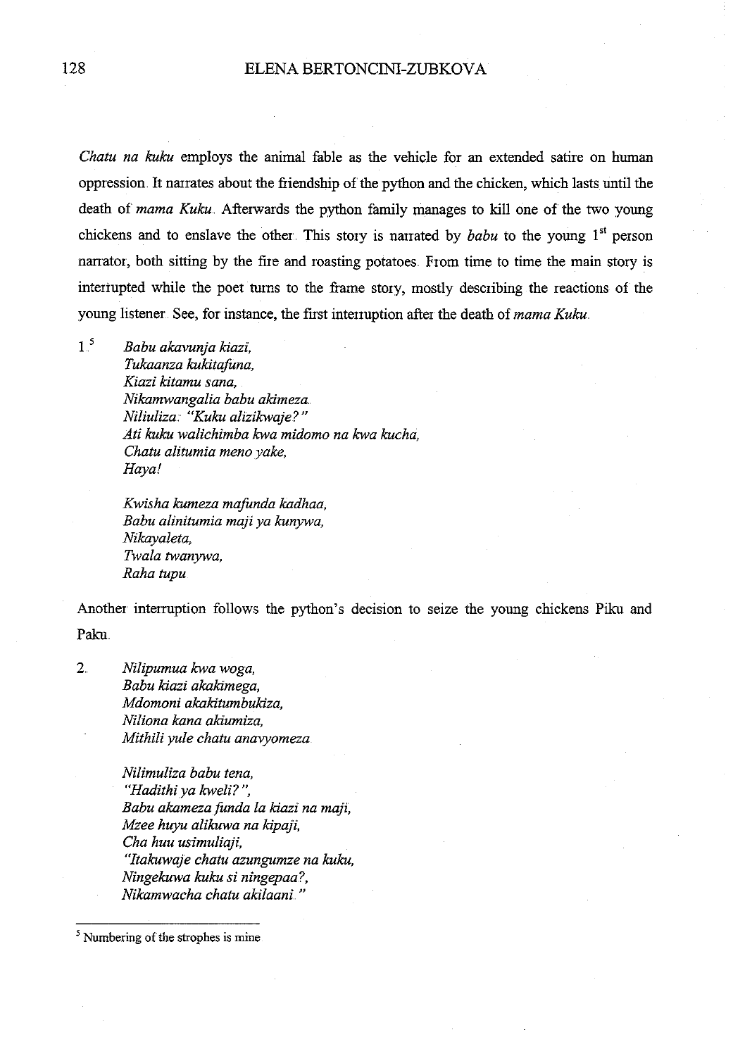*Chatu na kuku* employs the animal fable as the vehicle for an extended satire on human oppression. It narrates about the friendship of the python and the chicken, which lasts until the death of *mama Kuku*. Afterwards the python family manages to kill one of the two young chickens and to enslave the other. This story is narrated by *babu* to the young 1st person narrator, both sitting by the fire and roasting potatoes. From time to time the main story is interrupted while the poet turns to the frame story, mostly describing the reactions of the young listener. See, for instance, the first interruption after the death of *mama Kuku*.

1.[5]

*Babu akavunja kiazi,*
*Tukaanza kukitafuna,*
*Kiazi kitamu sana,*
*Nikamwangalia babu akimeza.*
*Niliuliza: "Kuku alizikwaje?"*
*Ati kuku walichimba kwa midomo na kwa kucha,*
*Chatu alitumia meno yake,*
*Haya!*

*Kwisha kumeza mafunda kadhaa,*
*Babu alinitumia maji ya kunywa,*
*Nikayaleta,*
*Twala twanywa,*
*Raha tupu.*

Another interruption follows the python's decision to seize the young chickens Piku and Paku.

2.

*Nilipumua kwa woga,*
*Babu kiazi akakimega,*
*Mdomoni akakitumbukiza,*
*Niliona kana akiumiza,*
*Mithili yule chatu anavyomeza.*

*Nilimuliza babu tena,*
*"Hadithi ya kweli?",*
*Babu akameza funda la kiazi na maji,*
*Mzee huyu alikuwa na kipaji,*
*Cha huu usimuliaji,*
*"Itakuwaje chatu azungumze na kuku,*
*Ningekuwa kuku si ningepaa?,*
*Nikamwacha chatu akilaani."*

[5] Numbering of the strophes is mine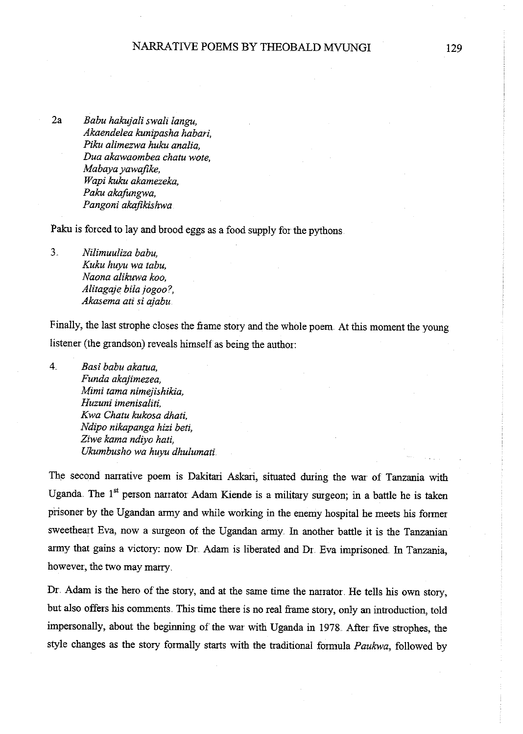2a *Babu hakujali swali langu,*
*Akaendelea kunipasha habari,*
*Piku alimezwa huku analia,*
*Dua akawaombea chatu wote,*
*Mabaya yawafike,*
*Wapi kuku akamezeka,*
*Paku akafungwa,*
*Pangoni akafikishwa.*

Paku is forced to lay and brood eggs as a food supply for the pythons.

3. *Nilimuuliza babu,*
*Kuku huyu wa tabu,*
*Naona alikuwa koo,*
*Alitagaje bila jogoo?,*
*Akasema ati si ajabu.*

Finally, the last strophe closes the frame story and the whole poem. At this moment the young listener (the grandson) reveals himself as being the author:

4. *Basi babu akatua,*
*Funda akajimezea,*
*Mimi tama nimejishikia,*
*Huzuni imenisaliti,*
*Kwa Chatu kukosa dhati,*
*Ndipo nikapanga hizi beti,*
*Ziwe kama ndiyo hati,*
*Ukumbusho wa huyu dhulumati.*

The second narrative poem is Dakitari Askari, situated during the war of Tanzania with Uganda. The 1st person narrator Adam Kiende is a military surgeon; in a battle he is taken prisoner by the Ugandan army and while working in the enemy hospital he meets his former sweetheart Eva, now a surgeon of the Ugandan army. In another battle it is the Tanzanian army that gains a victory: now Dr. Adam is liberated and Dr. Eva imprisoned. In Tanzania, however, the two may marry.

Dr. Adam is the hero of the story, and at the same time the narrator. He tells his own story, but also offers his comments. This time there is no real frame story, only an introduction, told impersonally, about the beginning of the war with Uganda in 1978. After five strophes, the style changes as the story formally starts with the traditional formula *Paukwa*, followed by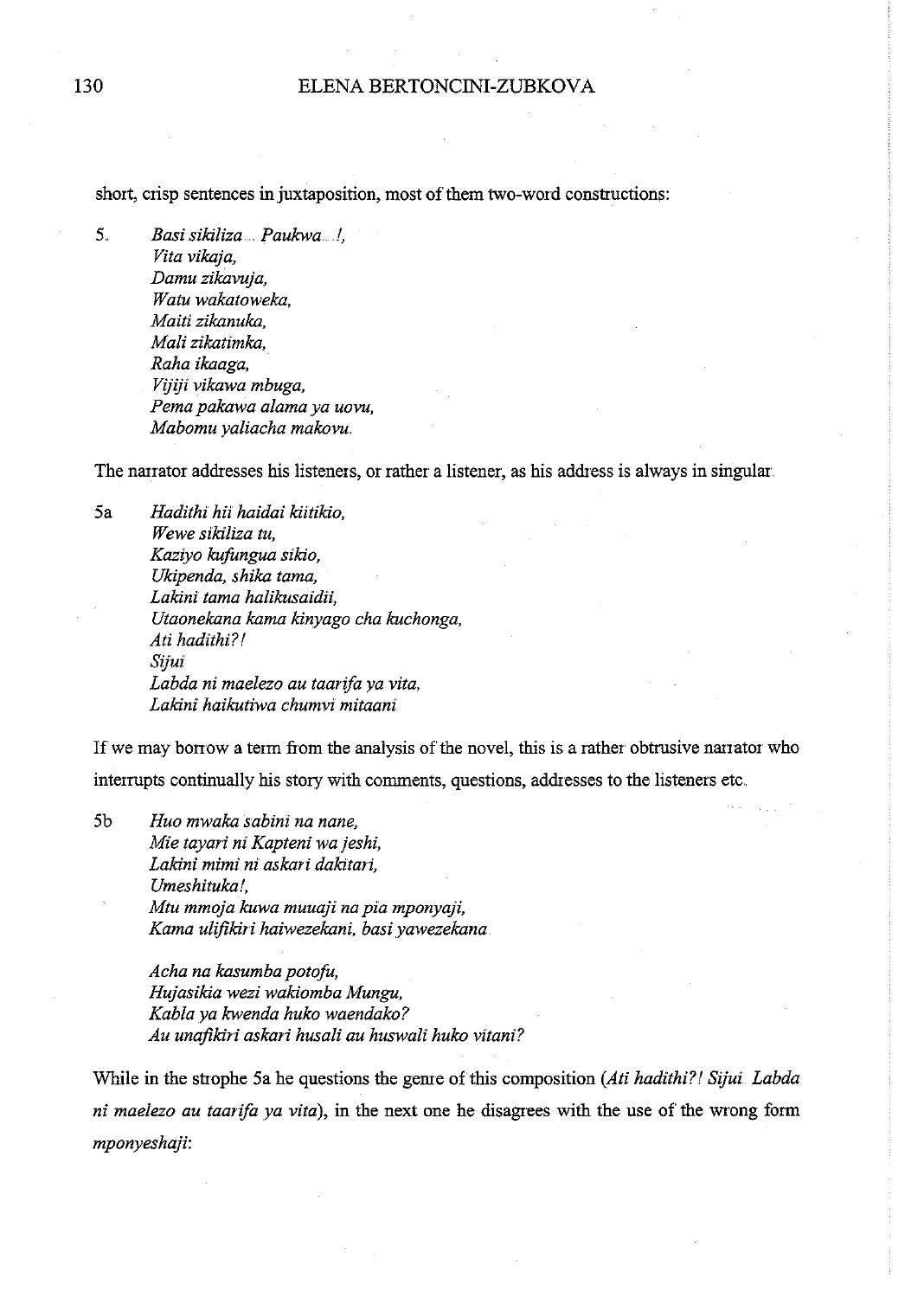short, crisp sentences in juxtaposition, most of them two-word constructions:

5. *Basi sikiliza... Paukwa...!,*
*Vita vikaja,*
*Damu zikavuja,*
*Watu wakatoweka,*
*Maiti zikanuka,*
*Mali zikatimka,*
*Raha ikaaga,*
*Vijiji vikawa mbuga,*
*Pema pakawa alama ya uovu,*
*Mabomu yaliacha makovu.*

The narrator addresses his listeners, or rather a listener, as his address is always in singular.

5a *Hadithi hii haidai kiitikio,*
*Wewe sikiliza tu,*
*Kaziyo kufungua sikio,*
*Ukipenda, shika tama,*
*Lakini tama halikusaidii,*
*Utaonekana kama kinyago cha kuchonga,*
*Ati hadithi?!*
*Sijui*
*Labda ni maelezo au taarifa ya vita,*
*Lakini haikutiwa chumvi mitaani*

If we may borrow a term from the analysis of the novel, this is a rather obtrusive narrator who interrupts continually his story with comments, questions, addresses to the listeners etc.

5b *Huo mwaka sabini na nane,*
*Mie tayari ni Kapteni wa jeshi,*
*Lakini mimi ni askari dakitari,*
*Umeshituka!,*
*Mtu mmoja kuwa muuaji na pia mponyaji,*
*Kama ulifikiri haiwezekani, basi yawezekana.*

*Acha na kasumba potofu,*
*Hujasikia wezi wakiomba Mungu,*
*Kabla ya kwenda huko waendako?*
*Au unafikiri askari husali au huswali huko vitani?*

While in the strophe 5a he questions the genre of this composition (*Ati hadithi?! Sijui. Labda ni maelezo au taarifa ya vita*), in the next one he disagrees with the use of the wrong form *mponyeshaji*: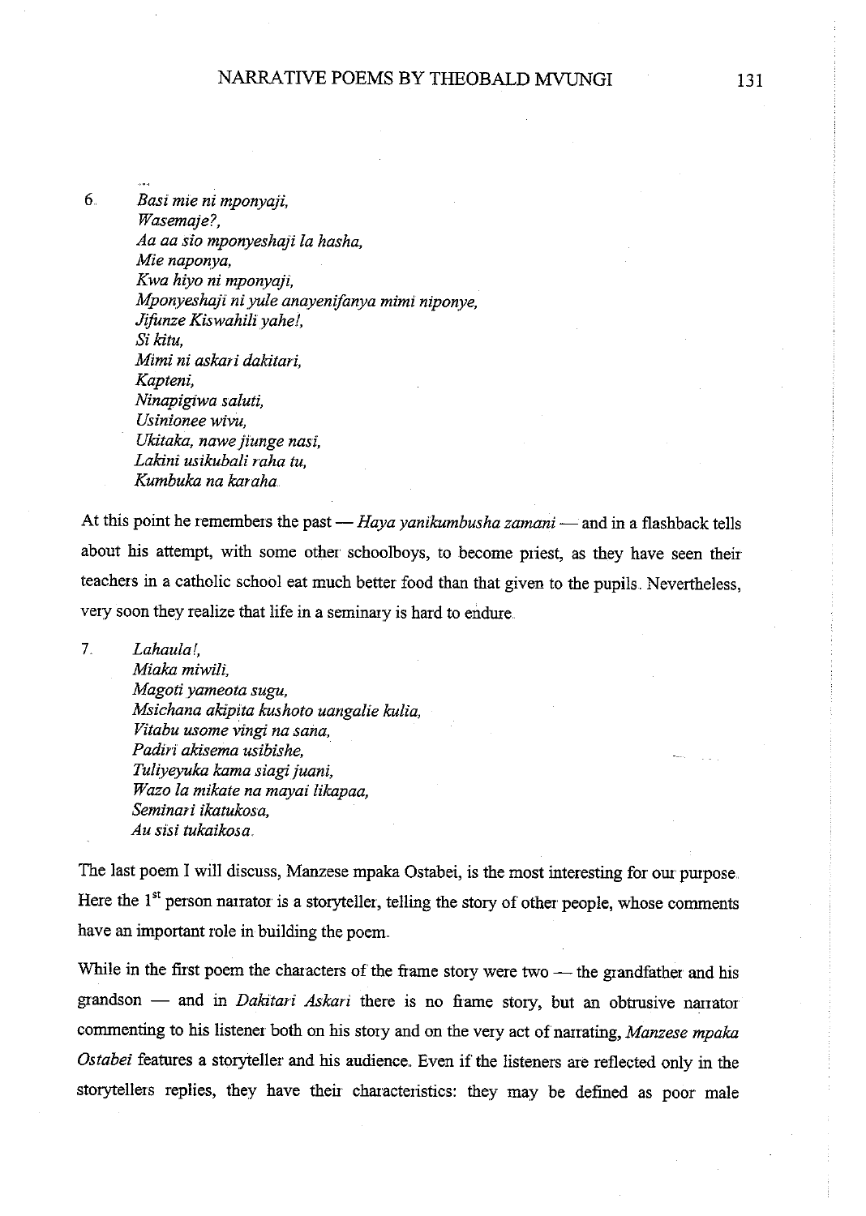6. *Basi mie ni mponyaji,*
   *Wasemaje?,*
   *Aa aa sio mponyeshaji la hasha,*
   *Mie naponya,*
   *Kwa hiyo ni mponyaji,*
   *Mponyeshaji ni yule anayenifanya mimi niponye,*
   *Jifunze Kiswahili yahe!,*
   *Si kitu,*
   *Mimi ni askari dakitari,*
   *Kapteni,*
   *Ninapigiwa saluti,*
   *Usinionee wivu,*
   *Ukitaka, nawe jiunge nasi,*
   *Lakini usikubali raha tu,*
   *Kumbuka na karaha.*

At this point he remembers the past — *Haya yanikumbusha zamani* — and in a flashback tells about his attempt, with some other schoolboys, to become priest, as they have seen their teachers in a catholic school eat much better food than that given to the pupils. Nevertheless, very soon they realize that life in a seminary is hard to endure.

7. *Lahaula!,*
   *Miaka miwili,*
   *Magoti yameota sugu,*
   *Msichana akipita kushoto uangalie kulia,*
   *Vitabu usome vingi na sana,*
   *Padiri akisema usibishe,*
   *Tuliyeyuka kama siagi juani,*
   *Wazo la mikate na mayai likapaa,*
   *Seminari ikatukosa,*
   *Au sisi tukaikosa.*

The last poem I will discuss, Manzese mpaka Ostabei, is the most interesting for our purpose. Here the 1[st] person narrator is a storyteller, telling the story of other people, whose comments have an important role in building the poem.

While in the first poem the characters of the frame story were two — the grandfather and his grandson — and in *Dakitari Askari* there is no frame story, but an obtrusive narrator commenting to his listener both on his story and on the very act of narrating, *Manzese mpaka Ostabei* features a storyteller and his audience. Even if the listeners are reflected only in the storytellers replies, they have their characteristics: they may be defined as poor male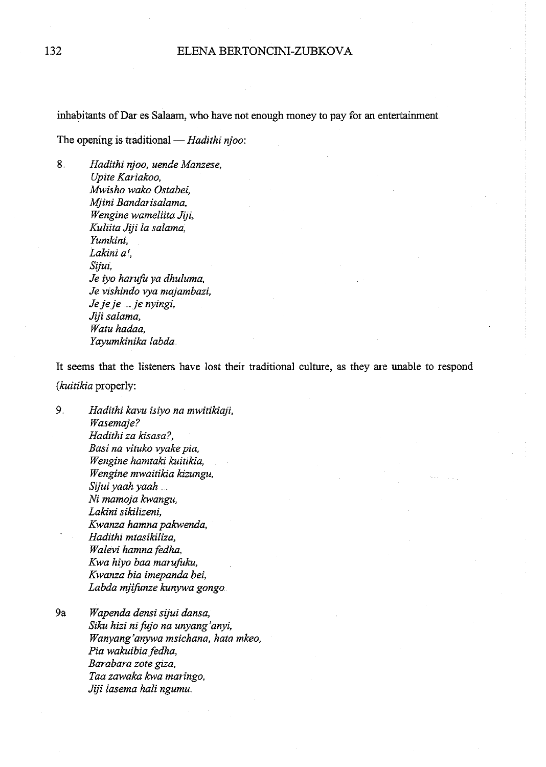inhabitants of Dar es Salaam, who have not enough money to pay for an entertainment.

The opening is traditional — *Hadithi njoo*:

8. *Hadithi njoo, uende Manzese,*
*Upite Kariakoo,*
*Mwisho wako Ostabei,*
*Mjini Bandarisalama,*
*Wengine wameliita Jiji,*
*Kuliita Jiji la salama,*
*Yumkini,*
*Lakini a!,*
*Sijui,*
*Je iyo harufu ya dhuluma,*
*Je vishindo vya majambazi,*
*Je je je .... je nyingi,*
*Jiji salama,*
*Watu hadaa,*
*Yayumkinika labda.*

It seems that the listeners have lost their traditional culture, as they are unable to respond (*kuitikia* properly:

9. *Hadithi kavu isiyo na mwitikiaji,*
*Wasemaje?*
*Hadithi za kisasa?,*
*Basi na vituko vyake pia,*
*Wengine hamtaki kuitikia,*
*Wengine mwaitikia kizungu,*
*Sijui yaah yaah ....*
*Ni mamoja kwangu,*
*Lakini sikilizeni,*
*Kwanza hamna pakwenda,*
*Hadithi mtasikiliza,*
*Walevi hamna fedha,*
*Kwa hiyo baa marufuku,*
*Kwanza bia imepanda bei,*
*Labda mjifunze kunywa gongo.*

9a *Wapenda densi sijui dansa,*
*Siku hizi ni fujo na unyang'anyi,*
*Wanyang'anywa msichana, hata mkeo,*
*Pia wakuibia fedha,*
*Barabara zote giza,*
*Taa zawaka kwa maringo,*
*Jiji lasema hali ngumu.*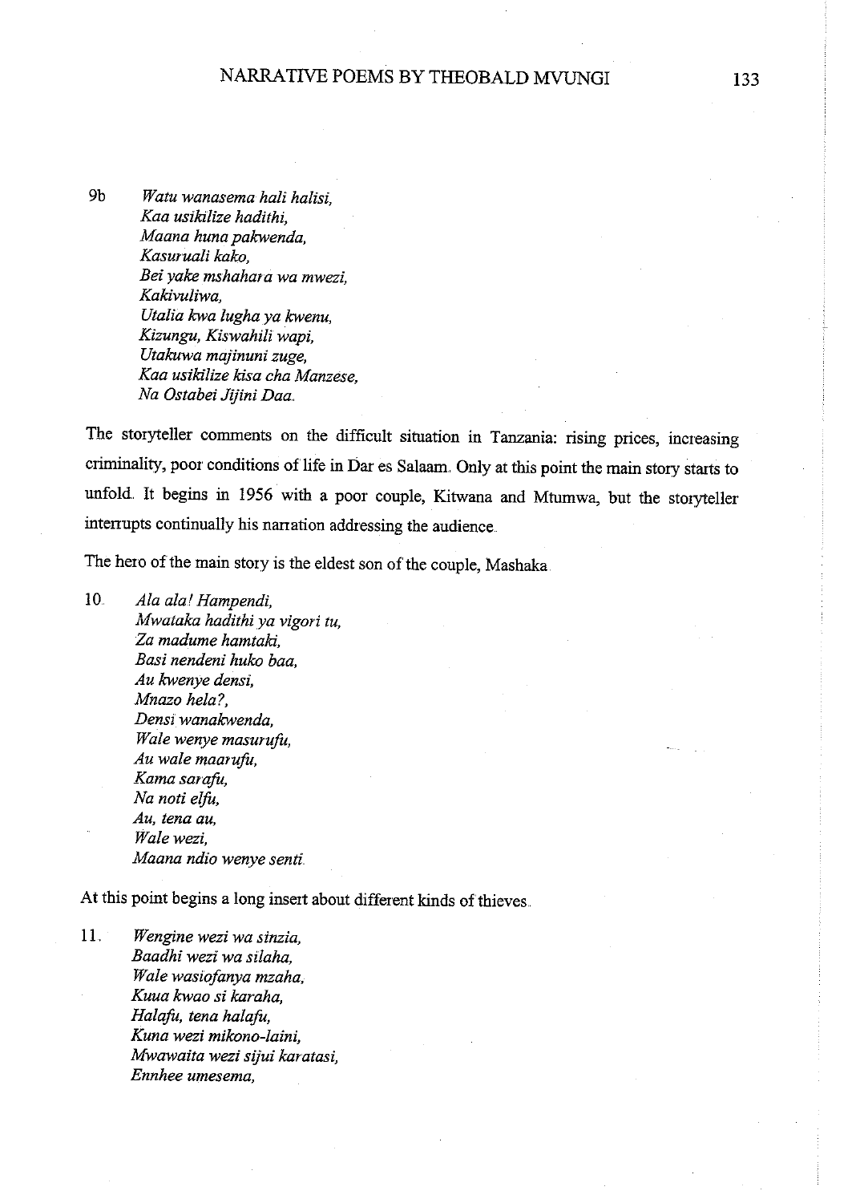9b *Watu wanasema hali halisi,*
*Kaa usikilize hadithi,*
*Maana huna pakwenda,*
*Kasuruali kako,*
*Bei yake mshahara wa mwezi,*
*Kakivuliwa,*
*Utalia kwa lugha ya kwenu,*
*Kizungu, Kiswahili wapi,*
*Utakuwa majinuni zuge,*
*Kaa usikilize kisa cha Manzese,*
*Na Ostabei Jijini Daa.*

The storyteller comments on the difficult situation in Tanzania: rising prices, increasing criminality, poor conditions of life in Dar es Salaam. Only at this point the main story starts to unfold. It begins in 1956 with a poor couple, Kitwana and Mtumwa, but the storyteller interrupts continually his narration addressing the audience.

The hero of the main story is the eldest son of the couple, Mashaka.

10. *Ala ala! Hampendi,*
*Mwataka hadithi ya vigori tu,*
*Za madume hamtaki,*
*Basi nendeni huko baa,*
*Au kwenye densi,*
*Mnazo hela?,*
*Densi wanakwenda,*
*Wale wenye masurufu,*
*Au wale maarufu,*
*Kama sarafu,*
*Na noti elfu,*
*Au, tena au,*
*Wale wezi,*
*Maana ndio wenye senti.*

At this point begins a long insert about different kinds of thieves.

11. *Wengine wezi wa sinzia,*
*Baadhi wezi wa silaha,*
*Wale wasiofanya mzaha,*
*Kuua kwao si karaha,*
*Halafu, tena halafu,*
*Kuna wezi mikono-laini,*
*Mwawaita wezi sijui karatasi,*
*Ennhee umesema,*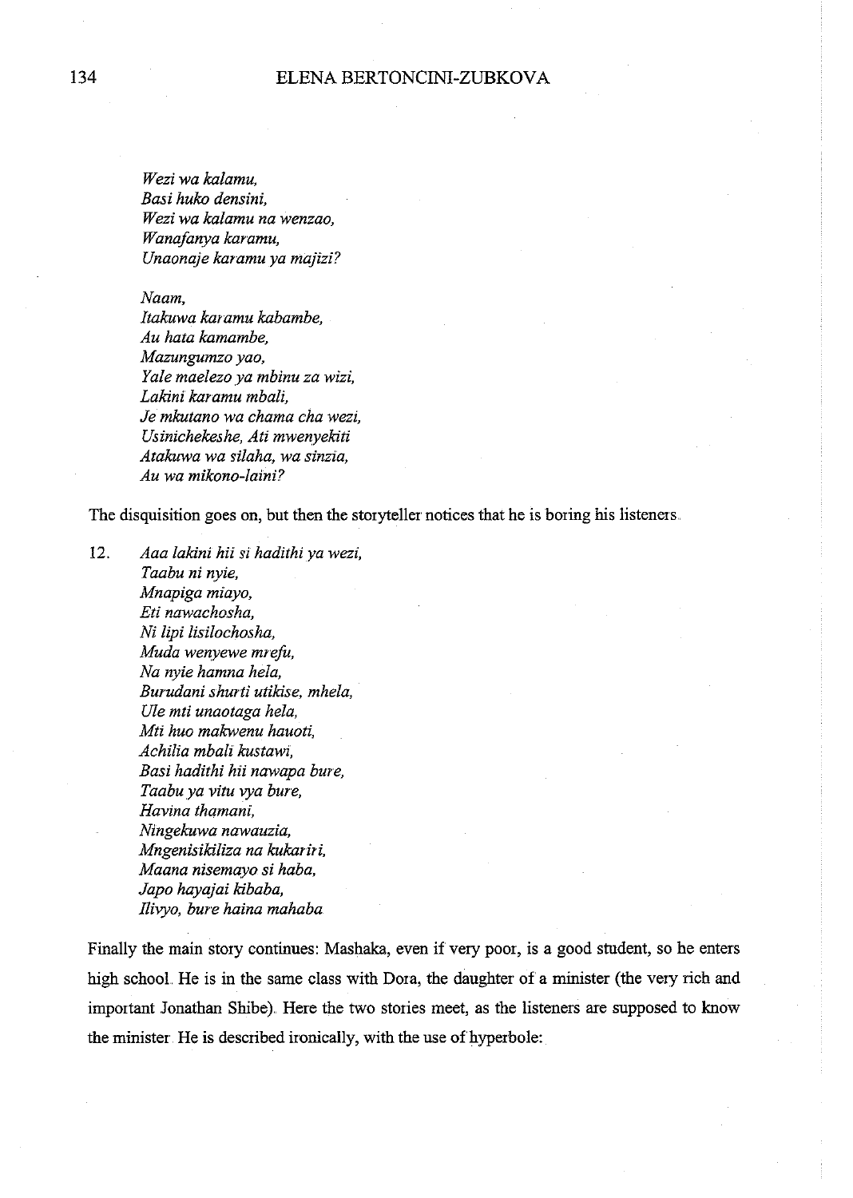*Wezi wa kalamu,*  
*Basi huko densini,*  
*Wezi wa kalamu na wenzao,*  
*Wanafanya karamu,*  
*Unaonaje karamu ya majizi?*

*Naam,*  
*Itakuwa karamu kabambe,*  
*Au hata kamambe,*  
*Mazungumzo yao,*  
*Yale maelezo ya mbinu za wizi,*  
*Lakini karamu mbali,*  
*Je mkutano wa chama cha wezi,*  
*Usinichekeshe, Ati mwenyekiti*  
*Atakuwa wa silaha, wa sinzia,*  
*Au wa mikono-laini?*

The disquisition goes on, but then the storyteller notices that he is boring his listeners.

12. *Aaa lakini hii si hadithi ya wezi,*  
*Taabu ni nyie,*  
*Mnapiga miayo,*  
*Eti nawachosha,*  
*Ni lipi lisilochosha,*  
*Muda wenyewe mrefu,*  
*Na nyie hamna hela,*  
*Burudani shurti utikise, mhela,*  
*Ule mti unaotaga hela,*  
*Mti huo makwenu hauoti,*  
*Achilia mbali kustawi,*  
*Basi hadithi hii nawapa bure,*  
*Taabu ya vitu vya bure,*  
*Havina thamani,*  
*Ningekuwa nawauzia,*  
*Mngenisikiliza na kukariri,*  
*Maana nisemayo si haba,*  
*Japo hayajai kibaba,*  
*Ilivyo, bure haina mahaba*

Finally the main story continues: Mashaka, even if very poor, is a good student, so he enters high school. He is in the same class with Dora, the daughter of a minister (the very rich and important Jonathan Shibe). Here the two stories meet, as the listeners are supposed to know the minister. He is described ironically, with the use of hyperbole: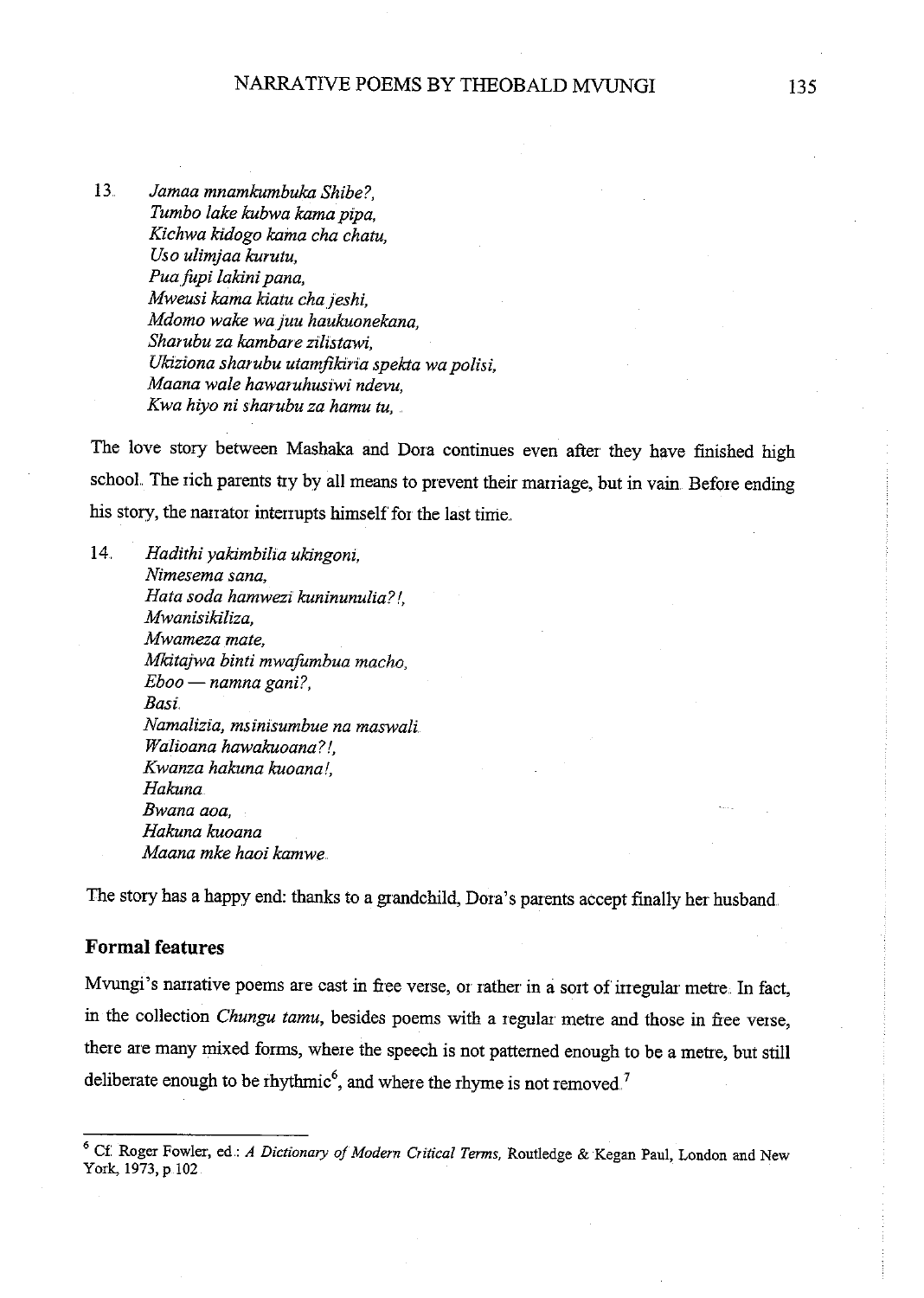13. *Jamaa mnamkumbuka Shibe?,*
*Tumbo lake kubwa kama pipa,*
*Kichwa kidogo kama cha chatu,*
*Uso ulimjaa kurutu,*
*Pua fupi lakini pana,*
*Mweusi kama kiatu cha jeshi,*
*Mdomo wake wa juu haukuonekana,*
*Sharubu za kambare zilistawi,*
*Ukiziona sharubu utamfikiria spekta wa polisi,*
*Maana wale hawaruhusiwi ndevu,*
*Kwa hiyo ni sharubu za hamu tu,*

The love story between Mashaka and Dora continues even after they have finished high school. The rich parents try by all means to prevent their marriage, but in vain. Before ending his story, the narrator interrupts himself for the last time.

14. *Hadithi yakimbilia ukingoni,*
*Nimesema sana,*
*Hata soda hamwezi kuninunulia?!,*
*Mwanisikiliza,*
*Mwameza mate,*
*Mkitajwa binti mwafumbua macho,*
*Eboo — namna gani?,*
*Basi.*
*Namalizia, msinisumbue na maswali.*
*Walioana hawakuoana?!,*
*Kwanza hakuna kuoana!,*
*Hakuna.*
*Bwana aoa,*
*Hakuna kuoana*
*Maana mke haoi kamwe.*

The story has a happy end: thanks to a grandchild, Dora's parents accept finally her husband.

### Formal features

Mvungi's narrative poems are cast in free verse, or rather in a sort of irregular metre. In fact, in the collection *Chungu tamu*, besides poems with a regular metre and those in free verse, there are many mixed forms, where the speech is not patterned enough to be a metre, but still deliberate enough to be rhythmic[6], and where the rhyme is not removed.[7]

---

[6] Cf. Roger Fowler, ed.: *A Dictionary of Modern Critical Terms*, Routledge & Kegan Paul, London and New York, 1973, p 102.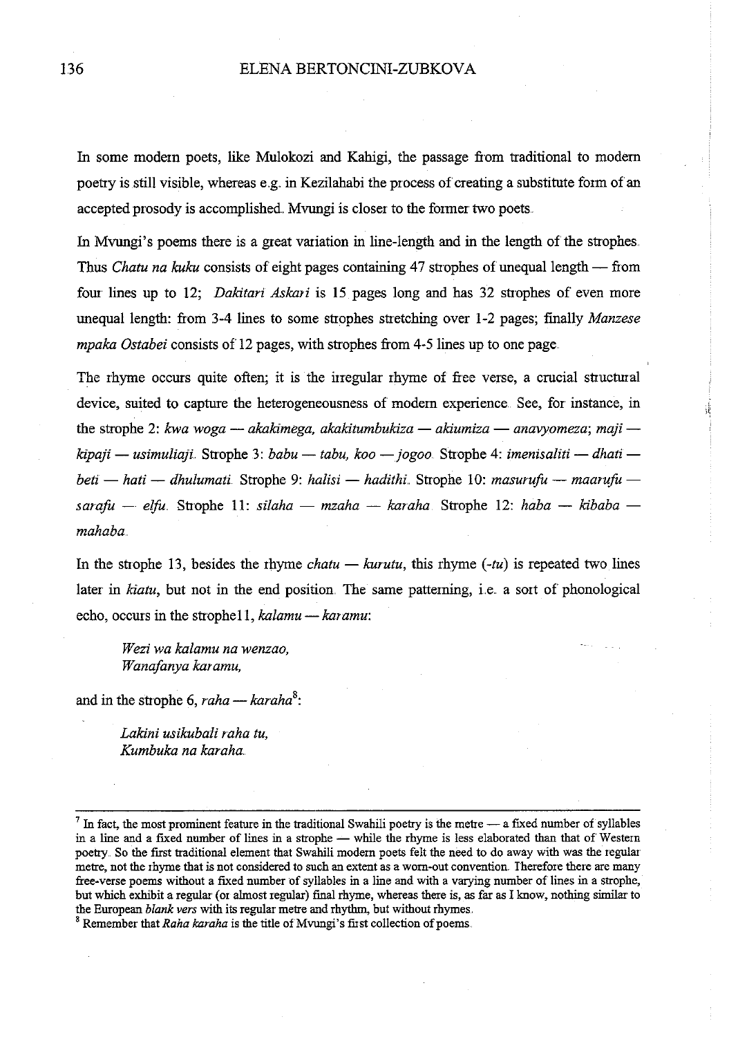In some modern poets, like Mulokozi and Kahigi, the passage from traditional to modern poetry is still visible, whereas e.g. in Kezilahabi the process of creating a substitute form of an accepted prosody is accomplished. Mvungi is closer to the former two poets.

In Mvungi's poems there is a great variation in line-length and in the length of the strophes. Thus *Chatu na kuku* consists of eight pages containing 47 strophes of unequal length — from four lines up to 12; *Dakitari Askari* is 15 pages long and has 32 strophes of even more unequal length: from 3-4 lines to some strophes stretching over 1-2 pages; finally *Manzese mpaka Ostabei* consists of 12 pages, with strophes from 4-5 lines up to one page.

The rhyme occurs quite often; it is the irregular rhyme of free verse, a crucial structural device, suited to capture the heterogeneousness of modern experience. See, for instance, in the strophe 2: *kwa woga — akakimega, akakitumbukiza — akiumiza — anavyomeza*; *maji — kipaji — usimuliaji*. Strophe 3: *babu — tabu, koo — jogoo*. Strophe 4: *imenisaliti — dhati — beti — hati — dhulumati*. Strophe 9: *halisi — hadithi*. Strophe 10: *masurufu — maarufu — sarafu — elfu*. Strophe 11: *silaha — mzaha — karaha*. Strophe 12: *haba — kibaba — mahaba*.

In the strophe 13, besides the rhyme *chatu — kurutu*, this rhyme (*-tu*) is repeated two lines later in *kiatu*, but not in the end position. The same patterning, i.e. a sort of phonological echo, occurs in the strophe11, *kalamu — karamu*:

> *Wezi wa kalamu na wenzao,*
> *Wanafanya karamu,*

and in the strophe 6, *raha — karaha*[8]:

> *Lakini usikubali raha tu,*
> *Kumbuka na karaha.*

---

[7] In fact, the most prominent feature in the traditional Swahili poetry is the metre — a fixed number of syllables in a line and a fixed number of lines in a strophe — while the rhyme is less elaborated than that of Western poetry. So the first traditional element that Swahili modern poets felt the need to do away with was the regular metre, not the rhyme that is not considered to such an extent as a worn-out convention. Therefore there are many free-verse poems without a fixed number of syllables in a line and with a varying number of lines in a strophe, but which exhibit a regular (or almost regular) final rhyme, whereas there is, as far as I know, nothing similar to the European *blank vers* with its regular metre and rhythm, but without rhymes.

[8] Remember that *Raha karaha* is the title of Mvungi's first collection of poems.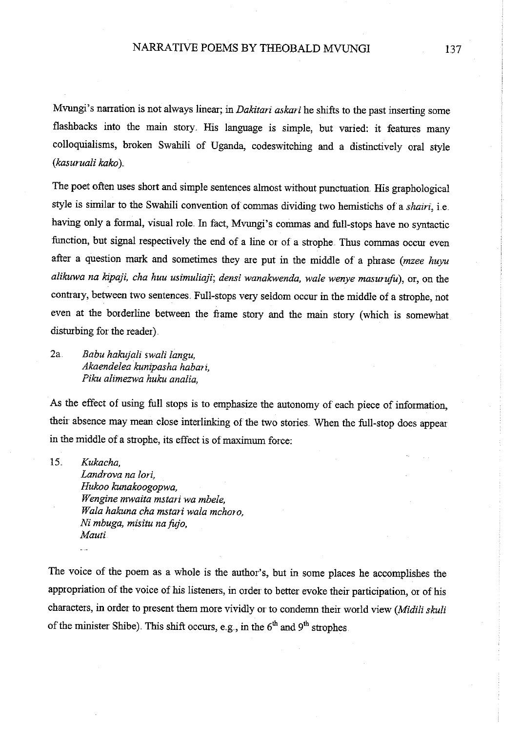Mvungi's narration is not always linear; in *Dakitari askari* he shifts to the past inserting some flashbacks into the main story. His language is simple, but varied: it features many colloquialisms, broken Swahili of Uganda, codeswitching and a distinctively oral style (*kasuruali kako*).

The poet often uses short and simple sentences almost without punctuation. His graphological style is similar to the Swahili convention of commas dividing two hemistichs of a *shairi*, i.e. having only a formal, visual role. In fact, Mvungi's commas and full-stops have no syntactic function, but signal respectively the end of a line or of a strophe. Thus commas occur even after a question mark and sometimes they are put in the middle of a phrase (*mzee huyu alikuwa na kipaji, cha huu usimuliaji*; *densi wanakwenda, wale wenye masurufu*), or, on the contrary, between two sentences. Full-stops very seldom occur in the middle of a strophe, not even at the borderline between the frame story and the main story (which is somewhat disturbing for the reader).

2a. *Babu hakujali swali langu,*
*Akaendelea kunipasha habari,*
*Piku alimezwa huku analia,*

As the effect of using full stops is to emphasize the autonomy of each piece of information, their absence may mean close interlinking of the two stories. When the full-stop does appear in the middle of a strophe, its effect is of maximum force:

15. *Kukacha,*
*Landrova na lori,*
*Hukoo kunakoogopwa,*
*Wengine mwaita mstari wa mbele,*
*Wala hakuna cha mstari wala mchoro,*
*Ni mbuga, misitu na fujo,*
*Mauti.*
...

The voice of the poem as a whole is the author's, but in some places he accomplishes the appropriation of the voice of his listeners, in order to better evoke their participation, or of his characters, in order to present them more vividly or to condemn their world view (*Midili skuli* of the minister Shibe). This shift occurs, e.g., in the 6th and 9th strophes.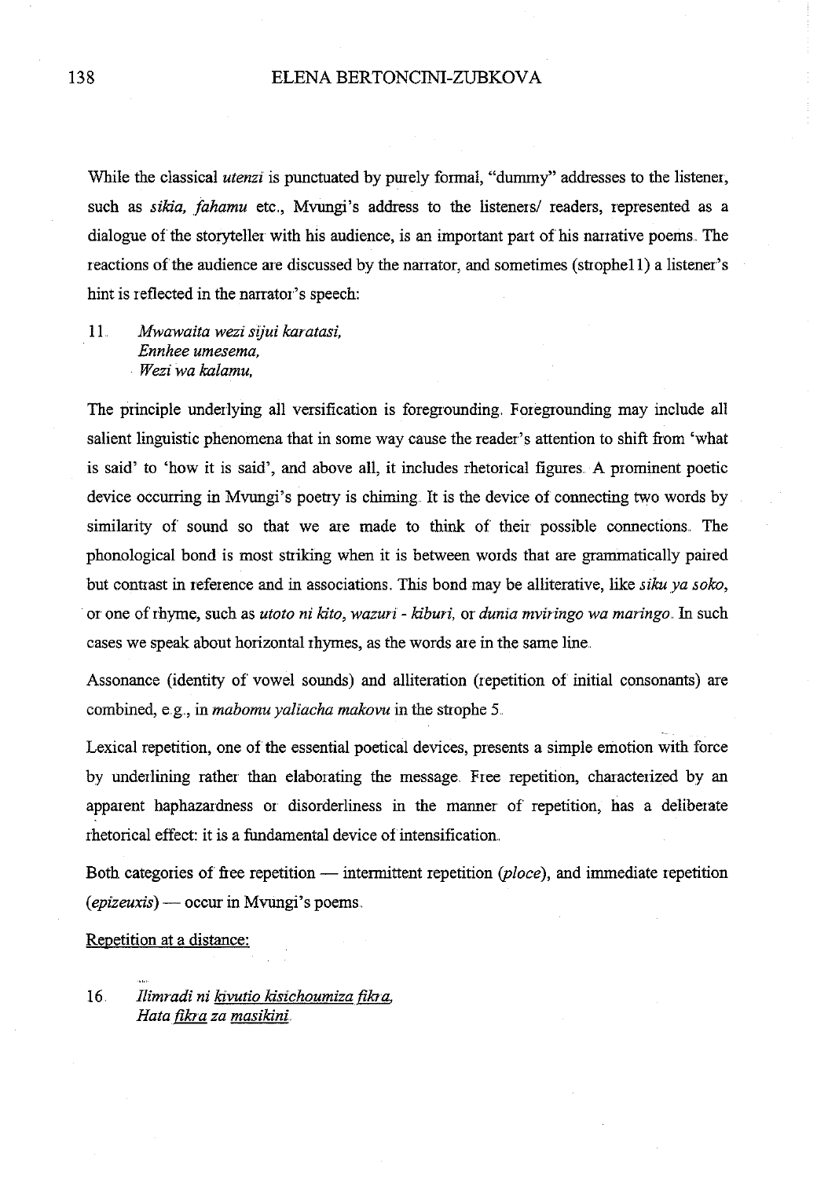While the classical *utenzi* is punctuated by purely formal, "dummy" addresses to the listener, such as *sikia, fahamu* etc., Mvungi's address to the listeners/ readers, represented as a dialogue of the storyteller with his audience, is an important part of his narrative poems. The reactions of the audience are discussed by the narrator, and sometimes (strophe11) a listener's hint is reflected in the narrator's speech:

11. *Mwawaita wezi sijui karatasi,*
    *Ennhee umesema,*
    *Wezi wa kalamu,*

The principle underlying all versification is foregrounding. Foregrounding may include all salient linguistic phenomena that in some way cause the reader's attention to shift from 'what is said' to 'how it is said', and above all, it includes rhetorical figures. A prominent poetic device occurring in Mvungi's poetry is chiming. It is the device of connecting two words by similarity of sound so that we are made to think of their possible connections. The phonological bond is most striking when it is between words that are grammatically paired but contrast in reference and in associations. This bond may be alliterative, like *siku ya soko*, or one of rhyme, such as *utoto ni kito, wazuri - kiburi,* or *dunia mviringo wa maringo*. In such cases we speak about horizontal rhymes, as the words are in the same line.

Assonance (identity of vowel sounds) and alliteration (repetition of initial consonants) are combined, e.g., in *mabomu yaliacha makovu* in the strophe 5.

Lexical repetition, one of the essential poetical devices, presents a simple emotion with force by underlining rather than elaborating the message. Free repetition, characterized by an apparent haphazardness or disorderliness in the manner of repetition, has a deliberate rhetorical effect: it is a fundamental device of intensification.

Both categories of free repetition — intermittent repetition (*ploce*), and immediate repetition (*epizeuxis*) — occur in Mvungi's poems.

Repetition at a distance:

16. *Ilimradi ni kivutio kisichoumiza fikra,*
    *Hata fikra za masikini.*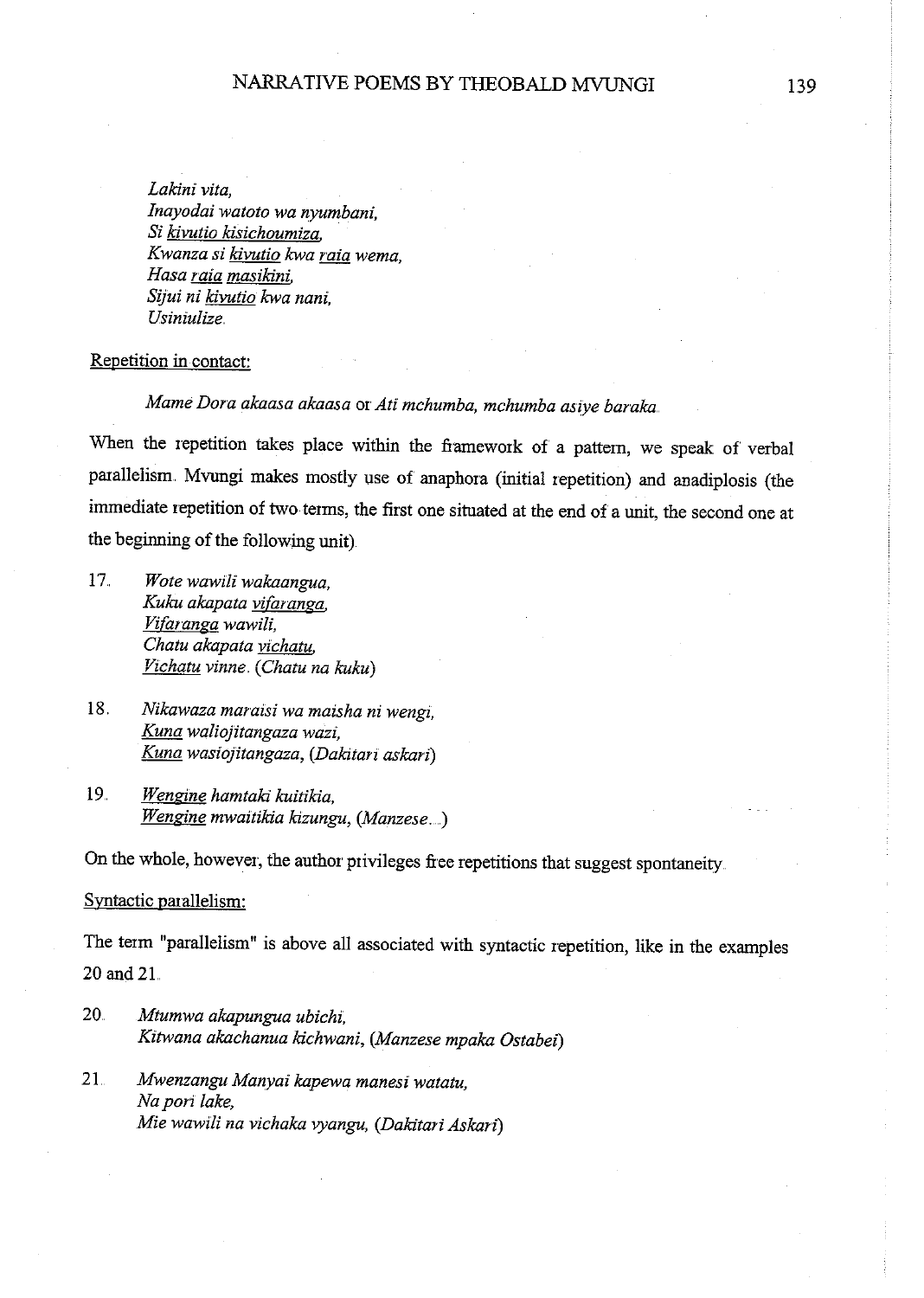*Lakini vita,*
*Inayodai watoto wa nyumbani,*
*Si* <u>*kivutio*</u> <u>*kisichoumiza*</u>*,*
*Kwanza si* <u>*kivutio*</u> *kwa* <u>*raia*</u> *wema,*
*Hasa* <u>*raia*</u> <u>*masikini*</u>*,*
*Sijui ni* <u>*kivutio*</u> *kwa nani,*
*Usiniulize.*

<u>Repetition in contact:</u>

*Mame Dora akaasa akaasa* or *Ati mchumba, mchumba asiye baraka.*

When the repetition takes place within the framework of a pattern, we speak of verbal parallelism. Mvungi makes mostly use of anaphora (initial repetition) and anadiplosis (the immediate repetition of two terms, the first one situated at the end of a unit, the second one at the beginning of the following unit).

17. *Wote wawili wakaangua,*
    *Kuku akapata* <u>*vifaranga*</u>*,*
    <u>*Vifaranga*</u> *wawili,*
    *Chatu akapata* <u>*vichatu*</u>*,*
    <u>*Vichatu*</u> *vinne. (Chatu na kuku)*

18. *Nikawaza maraisi wa maisha ni wengi,*
    <u>*Kuna*</u> *waliojitangaza wazi,*
    <u>*Kuna*</u> *wasiojitangaza, (Dakitari askari)*

19. <u>*Wengine*</u> *hamtaki kuitikia,*
    <u>*Wengine*</u> *mwaitikia kizungu, (Manzese...)*

On the whole, however, the author privileges free repetitions that suggest spontaneity.

<u>Syntactic parallelism:</u>

The term "parallelism" is above all associated with syntactic repetition, like in the examples 20 and 21.

20. *Mtumwa akapungua ubichi,*
    *Kitwana akachanua kichwani, (Manzese mpaka Ostabei)*

21. *Mwenzangu Manyai kapewa manesi watatu,*
    *Na pori lake,*
    *Mie wawili na vichaka vyangu, (Dakitari Askari)*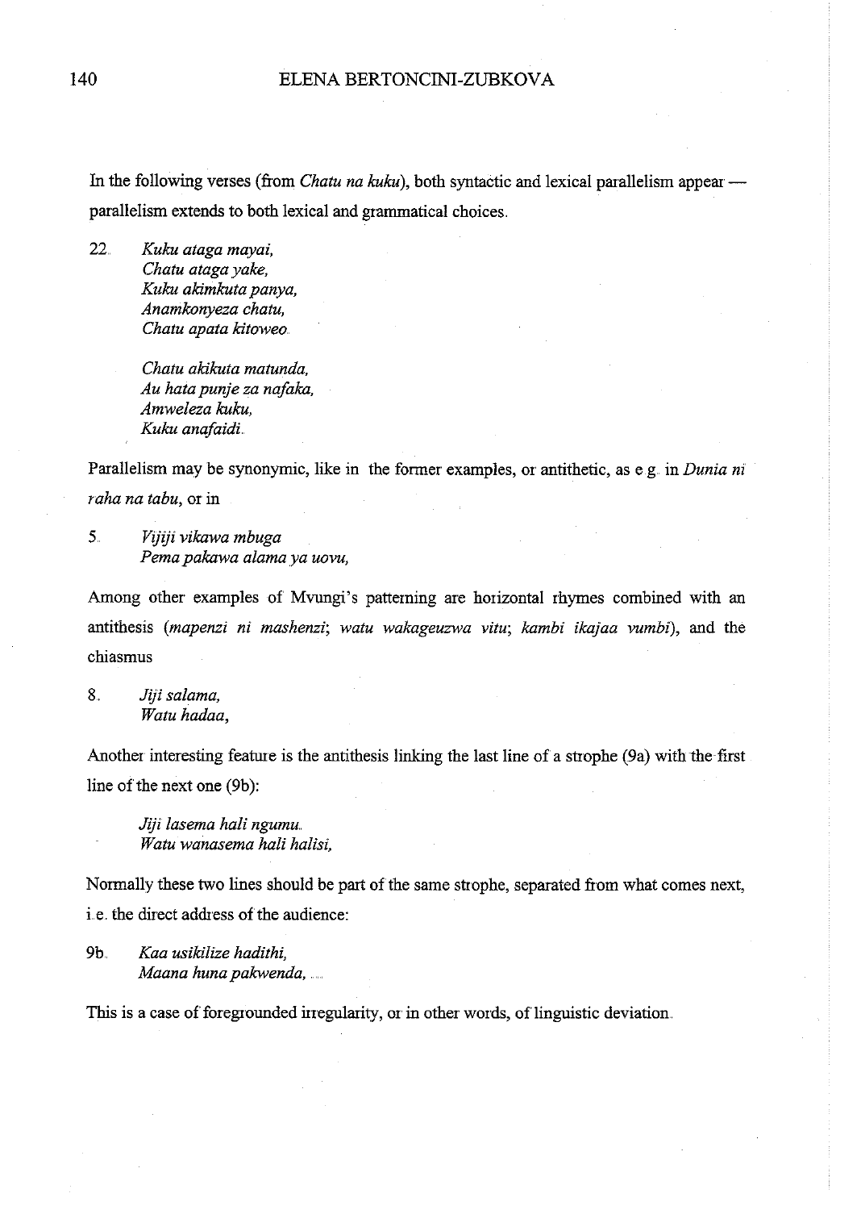In the following verses (from *Chatu na kuku*), both syntactic and lexical parallelism appear — parallelism extends to both lexical and grammatical choices.

22. *Kuku ataga mayai,*  
*Chatu ataga yake,*  
*Kuku akimkuta panya,*  
*Anamkonyeza chatu,*  
*Chatu apata kitoweo.*

*Chatu akikuta matunda,*  
*Au hata punje za nafaka,*  
*Amweleza kuku,*  
*Kuku anafaidi.*

Parallelism may be synonymic, like in the former examples, or antithetic, as e.g. in *Dunia ni raha na tabu*, or in

5. *Vijiji vikawa mbuga*  
*Pema pakawa alama ya uovu,*

Among other examples of Mvungi's patterning are horizontal rhymes combined with an antithesis (*mapenzi ni mashenzi*; *watu wakageuzwa vitu*; *kambi ikajaa vumbi*), and the chiasmus

8. *Jiji salama,*  
*Watu hadaa,*

Another interesting feature is the antithesis linking the last line of a strophe (9a) with the first line of the next one (9b):

*Jiji lasema hali ngumu.*  
*Watu wanasema hali halisi,*

Normally these two lines should be part of the same strophe, separated from what comes next, i.e. the direct address of the audience:

9b. *Kaa usikilize hadithi,*  
*Maana huna pakwenda,* .....

This is a case of foregrounded irregularity, or in other words, of linguistic deviation.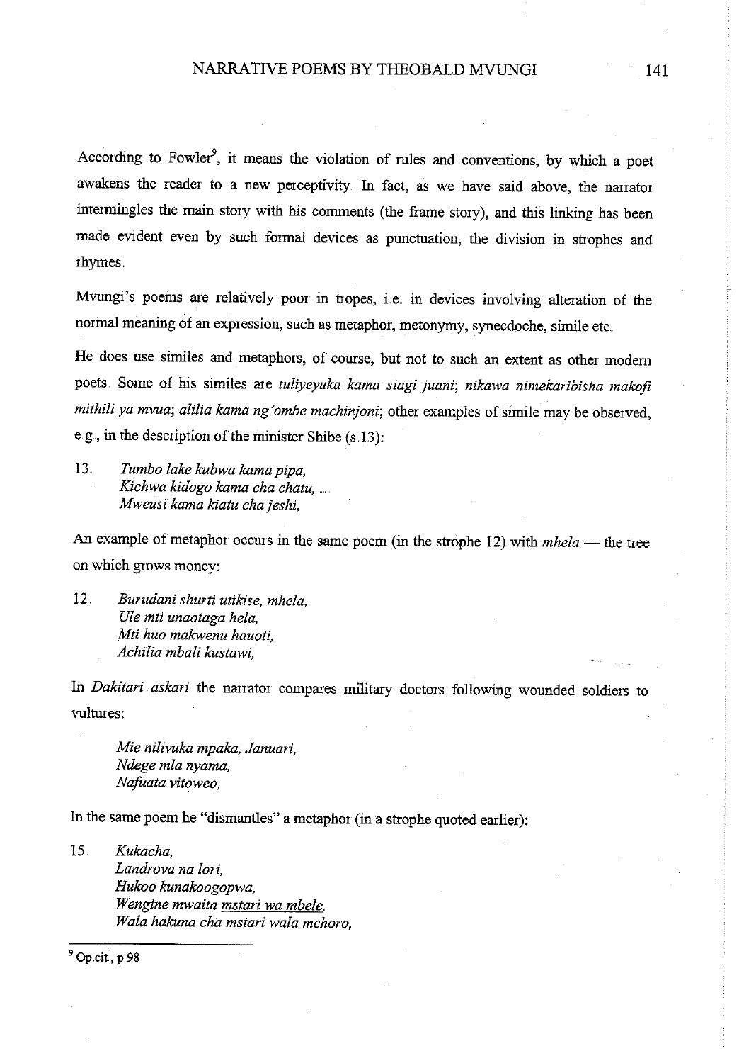According to Fowler[9], it means the violation of rules and conventions, by which a poet awakens the reader to a new perceptivity. In fact, as we have said above, the narrator intermingles the main story with his comments (the frame story), and this linking has been made evident even by such formal devices as punctuation, the division in strophes and rhymes.

Mvungi's poems are relatively poor in tropes, i.e. in devices involving alteration of the normal meaning of an expression, such as metaphor, metonymy, synecdoche, simile etc.

He does use similes and metaphors, of course, but not to such an extent as other modern poets. Some of his similes are *tuliyeyuka kama siagi juani*; *nikawa nimekaribisha makofi mithili ya mvua*; *alilia kama ng'ombe machinjoni*; other examples of simile may be observed, e.g., in the description of the minister Shibe (s.13):

13. *Tumbo lake kubwa kama pipa,*
*Kichwa kidogo kama cha chatu, ....*
*Mweusi kama kiatu cha jeshi,*

An example of metaphor occurs in the same poem (in the strophe 12) with *mhela* — the tree on which grows money:

12. *Burudani shurti utikise, mhela,*
*Ule mti unaotaga hela,*
*Mti huo makwenu hauoti,*
*Achilia mbali kustawi,*

In *Dakitari askari* the narrator compares military doctors following wounded soldiers to vultures:

*Mie nilivuka mpaka, Januari,*
*Ndege mla nyama,*
*Nafuata vitoweo,*

In the same poem he "dismantles" a metaphor (in a strophe quoted earlier):

15. *Kukacha,*
*Landrova na lori,*
*Hukoo kunakoogopwa,*
*Wengine mwaita mstari wa mbele,*
*Wala hakuna cha mstari wala mchoro,*

---

[9] Op.cit., p 98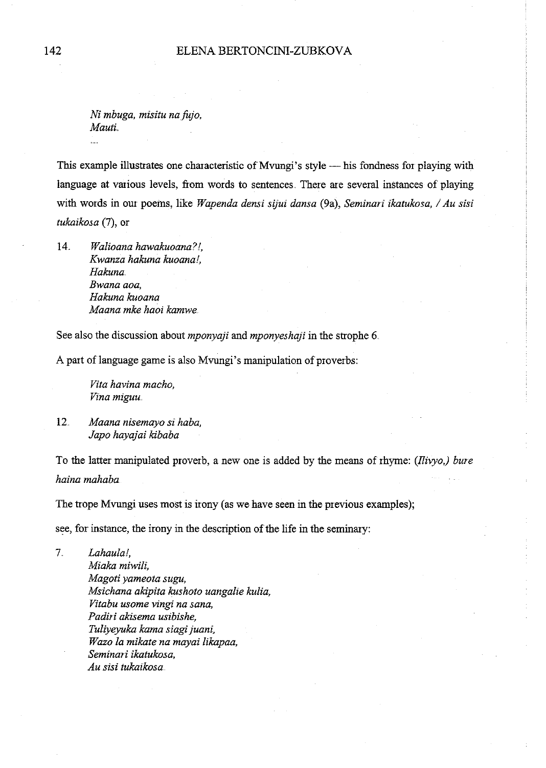*Ni mbuga, misitu na fujo,*
*Mauti.*
.....

This example illustrates one characteristic of Mvungi's style — his fondness for playing with language at various levels, from words to sentences. There are several instances of playing with words in our poems, like *Wapenda densi sijui dansa* (9a), *Seminari ikatukosa, / Au sisi tukaikosa* (7), or

14. *Walioana hawakuoana?!,*
 *Kwanza hakuna kuoana!,*
 *Hakuna.*
 *Bwana aoa,*
 *Hakuna kuoana*
 *Maana mke haoi kamwe.*

See also the discussion about *mponyaji* and *mponyeshaji* in the strophe 6.

A part of language game is also Mvungi's manipulation of proverbs:

*Vita havina macho,*
*Vina miguu.*

12. *Maana nisemayo si haba,*
 *Japo hayajai kibaba*

To the latter manipulated proverb, a new one is added by the means of rhyme: *(Ilivyo,) bure haina mahaba.*

The trope Mvungi uses most is irony (as we have seen in the previous examples);

see, for instance, the irony in the description of the life in the seminary:

7. *Lahaula!,*
 *Miaka miwili,*
 *Magoti yameota sugu,*
 *Msichana akipita kushoto uangalie kulia,*
 *Vitabu usome vingi na sana,*
 *Padiri akisema usibishe,*
 *Tuliyeyuka kama siagi juani,*
 *Wazo la mikate na mayai likapaa,*
 *Seminari ikatukosa,*
 *Au sisi tukaikosa.*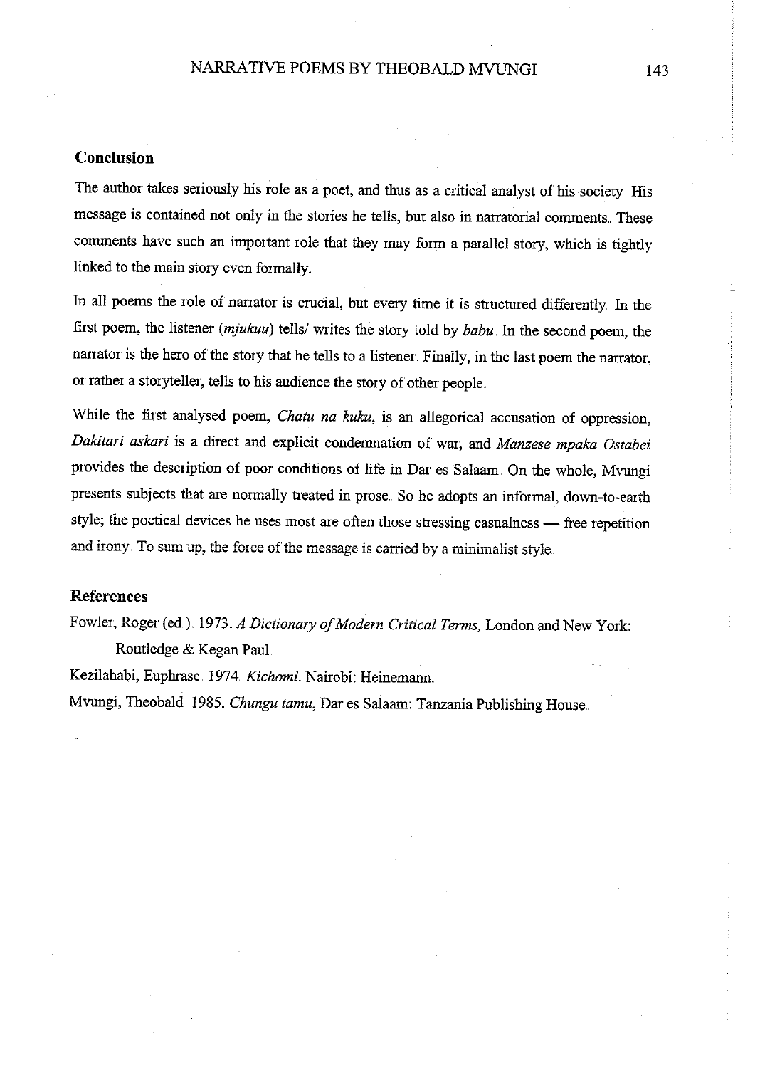## Conclusion

The author takes seriously his role as a poet, and thus as a critical analyst of his society. His message is contained not only in the stories he tells, but also in narratorial comments. These comments have such an important role that they may form a parallel story, which is tightly linked to the main story even formally.

In all poems the role of narrator is crucial, but every time it is structured differently. In the first poem, the listener (*mjukuu*) tells/ writes the story told by *babu*. In the second poem, the narrator is the hero of the story that he tells to a listener. Finally, in the last poem the narrator, or rather a storyteller, tells to his audience the story of other people.

While the first analysed poem, *Chatu na kuku*, is an allegorical accusation of oppression, *Dakitari askari* is a direct and explicit condemnation of war, and *Manzese mpaka Ostabei* provides the description of poor conditions of life in Dar es Salaam. On the whole, Mvungi presents subjects that are normally treated in prose. So he adopts an informal, down-to-earth style; the poetical devices he uses most are often those stressing casualness — free repetition and irony. To sum up, the force of the message is carried by a minimalist style.

## References

Fowler, Roger (ed.). 1973. *A Dictionary of Modern Critical Terms*, London and New York: Routledge & Kegan Paul.

Kezilahabi, Euphrase. 1974. *Kichomi*. Nairobi: Heinemann.

Mvungi, Theobald. 1985. *Chungu tamu*, Dar es Salaam: Tanzania Publishing House.